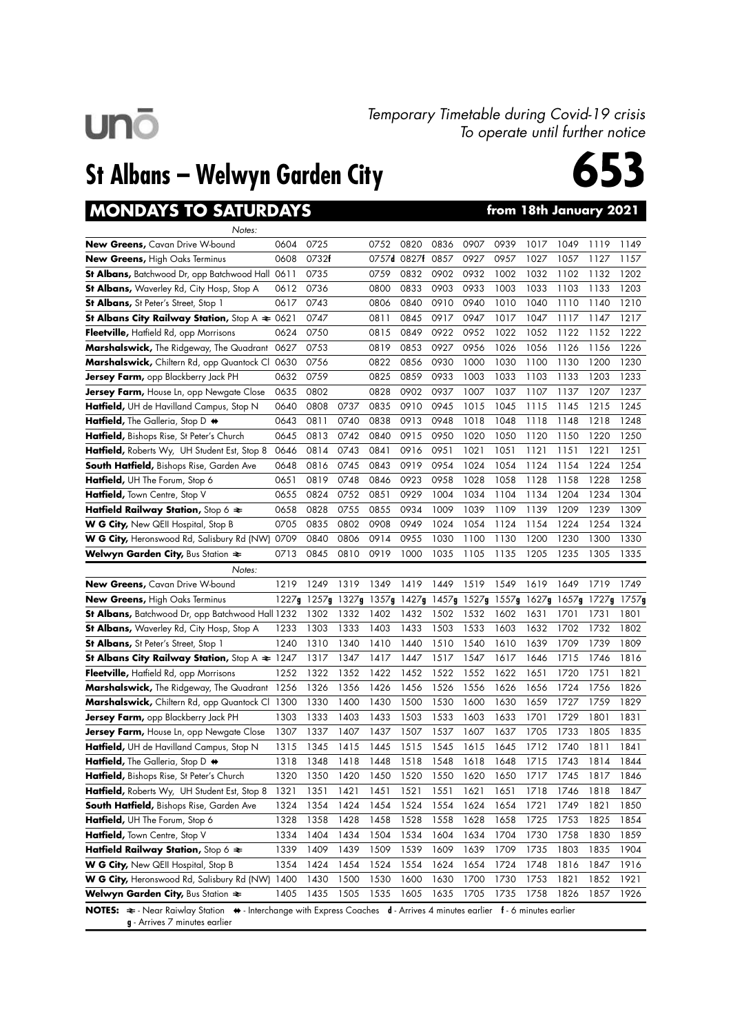*Temporary Timetable during Covid-19 crisis*
*To operate until further notice*

# St Albans – Welwyn Garden City

# 653

## MONDAYS TO SATURDAYS — from 18th January 2021

| Notes: | | | | | | | | | | | | |
|---|---|---|---|---|---|---|---|---|---|---|---|---|
| **New Greens,** Cavan Drive W-bound | 0604 | 0725 | | 0752 | 0820 | 0836 | 0907 | 0939 | 1017 | 1049 | 1119 | 1149 |
| **New Greens,** High Oaks Terminus | 0608 | 0732**f** | | 0757**d** | 0827**f** | 0857 | 0927 | 0957 | 1027 | 1057 | 1127 | 1157 |
| **St Albans,** Batchwood Dr, opp Batchwood Hall | 0611 | 0735 | | 0759 | 0832 | 0902 | 0932 | 1002 | 1032 | 1102 | 1132 | 1202 |
| **St Albans,** Waverley Rd, City Hosp, Stop A | 0612 | 0736 | | 0800 | 0833 | 0903 | 0933 | 1003 | 1033 | 1103 | 1133 | 1203 |
| **St Albans,** St Peter's Street, Stop 1 | 0617 | 0743 | | 0806 | 0840 | 0910 | 0940 | 1010 | 1040 | 1110 | 1140 | 1210 |
| **St Albans City Railway Station,** Stop A ≠ | 0621 | 0747 | | 0811 | 0845 | 0917 | 0947 | 1017 | 1047 | 1117 | 1147 | 1217 |
| **Fleetville,** Hatfield Rd, opp Morrisons | 0624 | 0750 | | 0815 | 0849 | 0922 | 0952 | 1022 | 1052 | 1122 | 1152 | 1222 |
| **Marshalswick,** The Ridgeway, The Quadrant | 0627 | 0753 | | 0819 | 0853 | 0927 | 0956 | 1026 | 1056 | 1126 | 1156 | 1226 |
| **Marshalswick,** Chiltern Rd, opp Quantock Cl | 0630 | 0756 | | 0822 | 0856 | 0930 | 1000 | 1030 | 1100 | 1130 | 1200 | 1230 |
| **Jersey Farm,** opp Blackberry Jack PH | 0632 | 0759 | | 0825 | 0859 | 0933 | 1003 | 1033 | 1103 | 1133 | 1203 | 1233 |
| **Jersey Farm,** House Ln, opp Newgate Close | 0635 | 0802 | | 0828 | 0902 | 0937 | 1007 | 1037 | 1107 | 1137 | 1207 | 1237 |
| **Hatfield,** UH de Havilland Campus, Stop N | 0640 | 0808 | 0737 | 0835 | 0910 | 0945 | 1015 | 1045 | 1115 | 1145 | 1215 | 1245 |
| **Hatfield,** The Galleria, Stop D ⇹ | 0643 | 0811 | 0740 | 0838 | 0913 | 0948 | 1018 | 1048 | 1118 | 1148 | 1218 | 1248 |
| **Hatfield,** Bishops Rise, St Peter's Church | 0645 | 0813 | 0742 | 0840 | 0915 | 0950 | 1020 | 1050 | 1120 | 1150 | 1220 | 1250 |
| **Hatfield,** Roberts Wy, UH Student Est, Stop 8 | 0646 | 0814 | 0743 | 0841 | 0916 | 0951 | 1021 | 1051 | 1121 | 1151 | 1221 | 1251 |
| **South Hatfield,** Bishops Rise, Garden Ave | 0648 | 0816 | 0745 | 0843 | 0919 | 0954 | 1024 | 1054 | 1124 | 1154 | 1224 | 1254 |
| **Hatfield,** UH The Forum, Stop 6 | 0651 | 0819 | 0748 | 0846 | 0923 | 0958 | 1028 | 1058 | 1128 | 1158 | 1228 | 1258 |
| **Hatfield,** Town Centre, Stop V | 0655 | 0824 | 0752 | 0851 | 0929 | 1004 | 1034 | 1104 | 1134 | 1204 | 1234 | 1304 |
| **Hatfield Railway Station,** Stop 6 ≠ | 0658 | 0828 | 0755 | 0855 | 0934 | 1009 | 1039 | 1109 | 1139 | 1209 | 1239 | 1309 |
| **W G City,** New QEII Hospital, Stop B | 0705 | 0835 | 0802 | 0908 | 0949 | 1024 | 1054 | 1124 | 1154 | 1224 | 1254 | 1324 |
| **W G City,** Heronswood Rd, Salisbury Rd (NW) | 0709 | 0840 | 0806 | 0914 | 0955 | 1030 | 1100 | 1130 | 1200 | 1230 | 1300 | 1330 |
| **Welwyn Garden City,** Bus Station ≠ | 0713 | 0845 | 0810 | 0919 | 1000 | 1035 | 1105 | 1135 | 1205 | 1235 | 1305 | 1335 |

| Notes: | | | | | | | | | | | | |
|---|---|---|---|---|---|---|---|---|---|---|---|---|
| **New Greens,** Cavan Drive W-bound | 1219 | 1249 | 1319 | 1349 | 1419 | 1449 | 1519 | 1549 | 1619 | 1649 | 1719 | 1749 |
| **New Greens,** High Oaks Terminus | 1227**g** | 1257**g** | 1327**g** | 1357**g** | 1427**g** | 1457**g** | 1527**g** | 1557**g** | 1627**g** | 1657**g** | 1727**g** | 1757**g** |
| **St Albans,** Batchwood Dr, opp Batchwood Hall | 1232 | 1302 | 1332 | 1402 | 1432 | 1502 | 1532 | 1602 | 1631 | 1701 | 1731 | 1801 |
| **St Albans,** Waverley Rd, City Hosp, Stop A | 1233 | 1303 | 1333 | 1403 | 1433 | 1503 | 1533 | 1603 | 1632 | 1702 | 1732 | 1802 |
| **St Albans,** St Peter's Street, Stop 1 | 1240 | 1310 | 1340 | 1410 | 1440 | 1510 | 1540 | 1610 | 1639 | 1709 | 1739 | 1809 |
| **St Albans City Railway Station,** Stop A ≠ | 1247 | 1317 | 1347 | 1417 | 1447 | 1517 | 1547 | 1617 | 1646 | 1715 | 1746 | 1816 |
| **Fleetville,** Hatfield Rd, opp Morrisons | 1252 | 1322 | 1352 | 1422 | 1452 | 1522 | 1552 | 1622 | 1651 | 1720 | 1751 | 1821 |
| **Marshalswick,** The Ridgeway, The Quadrant | 1256 | 1326 | 1356 | 1426 | 1456 | 1526 | 1556 | 1626 | 1656 | 1724 | 1756 | 1826 |
| **Marshalswick,** Chiltern Rd, opp Quantock Cl | 1300 | 1330 | 1400 | 1430 | 1500 | 1530 | 1600 | 1630 | 1659 | 1727 | 1759 | 1829 |
| **Jersey Farm,** opp Blackberry Jack PH | 1303 | 1333 | 1403 | 1433 | 1503 | 1533 | 1603 | 1633 | 1701 | 1729 | 1801 | 1831 |
| **Jersey Farm,** House Ln, opp Newgate Close | 1307 | 1337 | 1407 | 1437 | 1507 | 1537 | 1607 | 1637 | 1705 | 1733 | 1805 | 1835 |
| **Hatfield,** UH de Havilland Campus, Stop N | 1315 | 1345 | 1415 | 1445 | 1515 | 1545 | 1615 | 1645 | 1712 | 1740 | 1811 | 1841 |
| **Hatfield,** The Galleria, Stop D ⇹ | 1318 | 1348 | 1418 | 1448 | 1518 | 1548 | 1618 | 1648 | 1715 | 1743 | 1814 | 1844 |
| **Hatfield,** Bishops Rise, St Peter's Church | 1320 | 1350 | 1420 | 1450 | 1520 | 1550 | 1620 | 1650 | 1717 | 1745 | 1817 | 1846 |
| **Hatfield,** Roberts Wy, UH Student Est, Stop 8 | 1321 | 1351 | 1421 | 1451 | 1521 | 1551 | 1621 | 1651 | 1718 | 1746 | 1818 | 1847 |
| **South Hatfield,** Bishops Rise, Garden Ave | 1324 | 1354 | 1424 | 1454 | 1524 | 1554 | 1624 | 1654 | 1721 | 1749 | 1821 | 1850 |
| **Hatfield,** UH The Forum, Stop 6 | 1328 | 1358 | 1428 | 1458 | 1528 | 1558 | 1628 | 1658 | 1725 | 1753 | 1825 | 1854 |
| **Hatfield,** Town Centre, Stop V | 1334 | 1404 | 1434 | 1504 | 1534 | 1604 | 1634 | 1704 | 1730 | 1758 | 1830 | 1859 |
| **Hatfield Railway Station,** Stop 6 ≠ | 1339 | 1409 | 1439 | 1509 | 1539 | 1609 | 1639 | 1709 | 1735 | 1803 | 1835 | 1904 |
| **W G City,** New QEII Hospital, Stop B | 1354 | 1424 | 1454 | 1524 | 1554 | 1624 | 1654 | 1724 | 1748 | 1816 | 1847 | 1916 |
| **W G City,** Heronswood Rd, Salisbury Rd (NW) | 1400 | 1430 | 1500 | 1530 | 1600 | 1630 | 1700 | 1730 | 1753 | 1821 | 1852 | 1921 |
| **Welwyn Garden City,** Bus Station ≠ | 1405 | 1435 | 1505 | 1535 | 1605 | 1635 | 1705 | 1735 | 1758 | 1826 | 1857 | 1926 |

**NOTES:** ≠ - Near Raiwlay Station ⇹ - Interchange with Express Coaches **d** - Arrives 4 minutes earlier **f** - 6 minutes earlier
**g** - Arrives 7 minutes earlier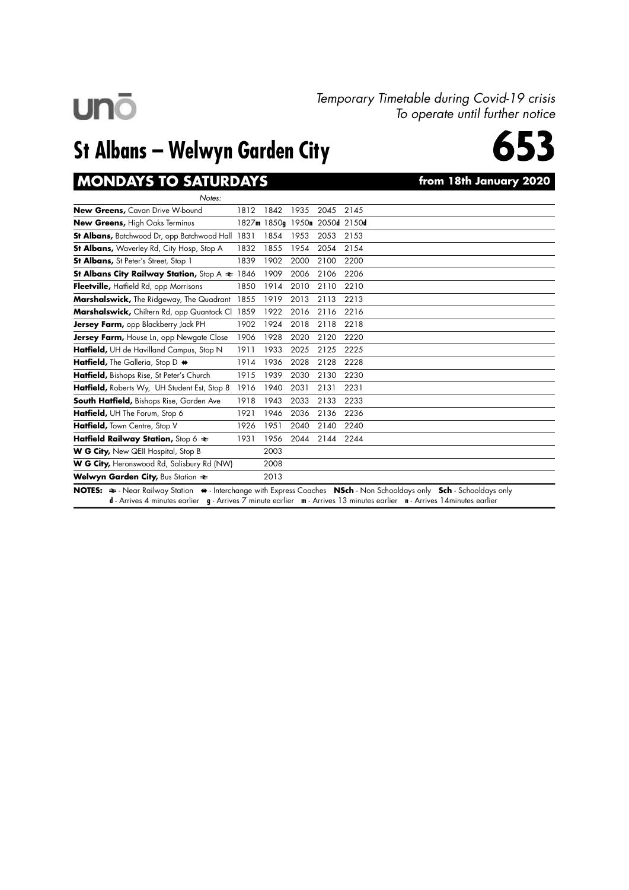*Temporary Timetable during Covid-19 crisis*
*To operate until further notice*

# St Albans – Welwyn Garden City

# 653

## MONDAYS TO SATURDAYS — from 18th January 2020

| Notes: | | | | | |
|---|---|---|---|---|---|
| **New Greens,** Cavan Drive W-bound | 1812 | 1842 | 1935 | 2045 | 2145 |
| **New Greens,** High Oaks Terminus | 1827**m** | 1850**g** | 1950**n** | 2050**d** | 2150**d** |
| **St Albans,** Batchwood Dr, opp Batchwood Hall | 1831 | 1854 | 1953 | 2053 | 2153 |
| **St Albans,** Waverley Rd, City Hosp, Stop A | 1832 | 1855 | 1954 | 2054 | 2154 |
| **St Albans,** St Peter's Street, Stop 1 | 1839 | 1902 | 2000 | 2100 | 2200 |
| **St Albans City Railway Station,** Stop A ≹ | 1846 | 1909 | 2006 | 2106 | 2206 |
| **Fleetville,** Hatfield Rd, opp Morrisons | 1850 | 1914 | 2010 | 2110 | 2210 |
| **Marshalswick,** The Ridgeway, The Quadrant | 1855 | 1919 | 2013 | 2113 | 2213 |
| **Marshalswick,** Chiltern Rd, opp Quantock Cl | 1859 | 1922 | 2016 | 2116 | 2216 |
| **Jersey Farm,** opp Blackberry Jack PH | 1902 | 1924 | 2018 | 2118 | 2218 |
| **Jersey Farm,** House Ln, opp Newgate Close | 1906 | 1928 | 2020 | 2120 | 2220 |
| **Hatfield,** UH de Havilland Campus, Stop N | 1911 | 1933 | 2025 | 2125 | 2225 |
| **Hatfield,** The Galleria, Stop D ⇔ | 1914 | 1936 | 2028 | 2128 | 2228 |
| **Hatfield,** Bishops Rise, St Peter's Church | 1915 | 1939 | 2030 | 2130 | 2230 |
| **Hatfield,** Roberts Wy, UH Student Est, Stop 8 | 1916 | 1940 | 2031 | 2131 | 2231 |
| **South Hatfield,** Bishops Rise, Garden Ave | 1918 | 1943 | 2033 | 2133 | 2233 |
| **Hatfield,** UH The Forum, Stop 6 | 1921 | 1946 | 2036 | 2136 | 2236 |
| **Hatfield,** Town Centre, Stop V | 1926 | 1951 | 2040 | 2140 | 2240 |
| **Hatfield Railway Station,** Stop 6 ≹ | 1931 | 1956 | 2044 | 2144 | 2244 |
| **W G City,** New QEII Hospital, Stop B | | 2003 | | | |
| **W G City,** Heronswood Rd, Salisbury Rd (NW) | | 2008 | | | |
| **Welwyn Garden City,** Bus Station ≹ | | 2013 | | | |

**NOTES:** ≹ - Near Railway Station ⇔ - Interchange with Express Coaches **NSch** - Non Schooldays only **Sch** - Schooldays only
**d** - Arrives 4 minutes earlier **g** - Arrives 7 minute earlier **m** - Arrives 13 minutes earlier **n** - Arrives 14minutes earlier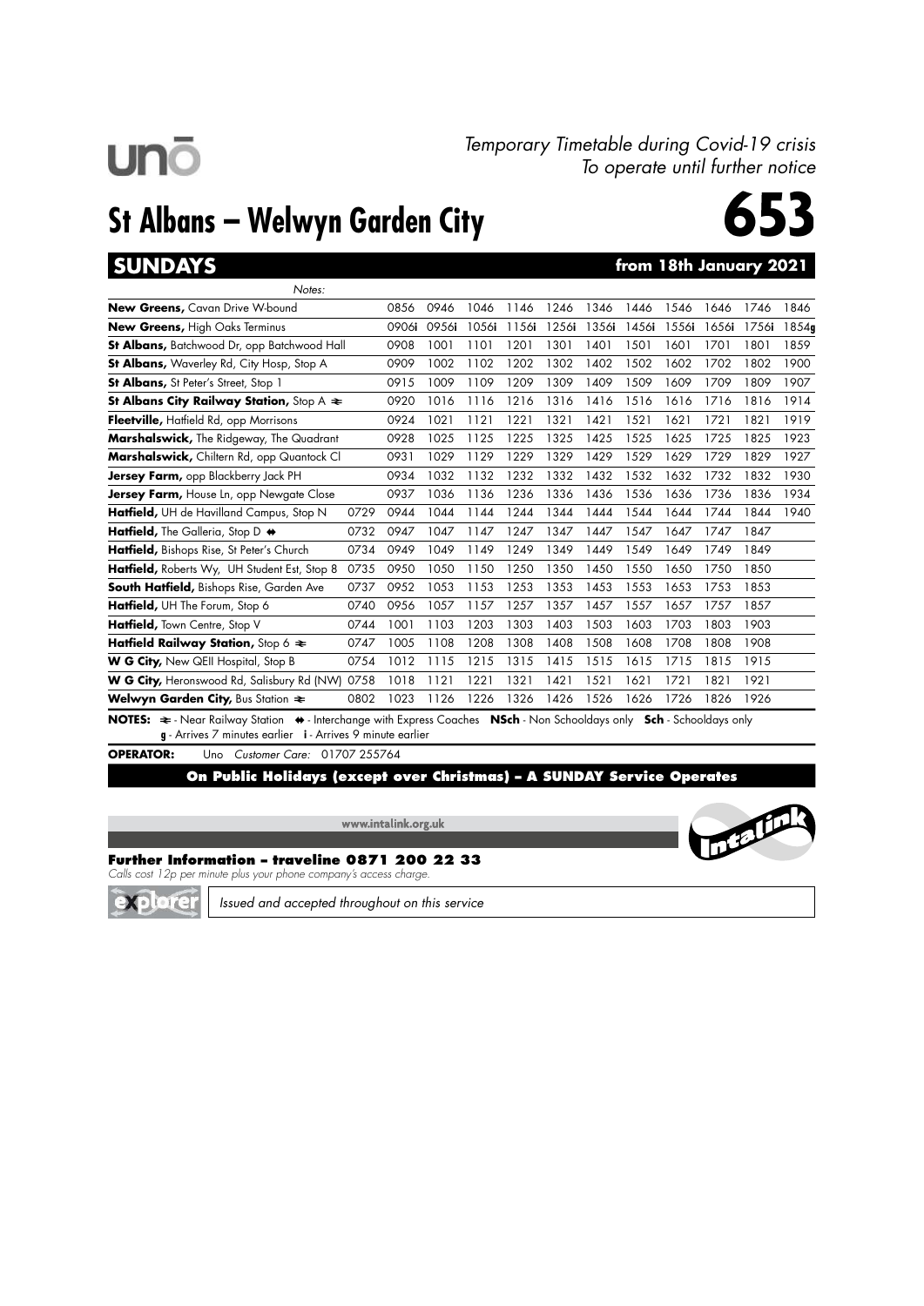*Temporary Timetable during Covid-19 crisis*
*To operate until further notice*

# St Albans – Welwyn Garden City

# 653

## SUNDAYS — from 18th January 2021

| Notes: | | | | | | | | | | | | |
|---|---|---|---|---|---|---|---|---|---|---|---|---|
| **New Greens,** Cavan Drive W-bound | | 0856 | 0946 | 1046 | 1146 | 1246 | 1346 | 1446 | 1546 | 1646 | 1746 | 1846 |
| **New Greens,** High Oaks Terminus | | 0906i | 0956i | 1056i | 1156i | 1256i | 1356i | 1456i | 1556i | 1656i | 1756i | 1854g |
| **St Albans,** Batchwood Dr, opp Batchwood Hall | | 0908 | 1001 | 1101 | 1201 | 1301 | 1401 | 1501 | 1601 | 1701 | 1801 | 1859 |
| **St Albans,** Waverley Rd, City Hosp, Stop A | | 0909 | 1002 | 1102 | 1202 | 1302 | 1402 | 1502 | 1602 | 1702 | 1802 | 1900 |
| **St Albans,** St Peter's Street, Stop 1 | | 0915 | 1009 | 1109 | 1209 | 1309 | 1409 | 1509 | 1609 | 1709 | 1809 | 1907 |
| **St Albans City Railway Station,** Stop A ≹ | | 0920 | 1016 | 1116 | 1216 | 1316 | 1416 | 1516 | 1616 | 1716 | 1816 | 1914 |
| **Fleetville,** Hatfield Rd, opp Morrisons | | 0924 | 1021 | 1121 | 1221 | 1321 | 1421 | 1521 | 1621 | 1721 | 1821 | 1919 |
| **Marshalswick,** The Ridgeway, The Quadrant | | 0928 | 1025 | 1125 | 1225 | 1325 | 1425 | 1525 | 1625 | 1725 | 1825 | 1923 |
| **Marshalswick,** Chiltern Rd, opp Quantock Cl | | 0931 | 1029 | 1129 | 1229 | 1329 | 1429 | 1529 | 1629 | 1729 | 1829 | 1927 |
| **Jersey Farm,** opp Blackberry Jack PH | | 0934 | 1032 | 1132 | 1232 | 1332 | 1432 | 1532 | 1632 | 1732 | 1832 | 1930 |
| **Jersey Farm,** House Ln, opp Newgate Close | | 0937 | 1036 | 1136 | 1236 | 1336 | 1436 | 1536 | 1636 | 1736 | 1836 | 1934 |
| **Hatfield,** UH de Havilland Campus, Stop N | 0729 | 0944 | 1044 | 1144 | 1244 | 1344 | 1444 | 1544 | 1644 | 1744 | 1844 | 1940 |
| **Hatfield,** The Galleria, Stop D ⇔ | 0732 | 0947 | 1047 | 1147 | 1247 | 1347 | 1447 | 1547 | 1647 | 1747 | 1847 | |
| **Hatfield,** Bishops Rise, St Peter's Church | 0734 | 0949 | 1049 | 1149 | 1249 | 1349 | 1449 | 1549 | 1649 | 1749 | 1849 | |
| **Hatfield,** Roberts Wy, UH Student Est, Stop 8 | 0735 | 0950 | 1050 | 1150 | 1250 | 1350 | 1450 | 1550 | 1650 | 1750 | 1850 | |
| **South Hatfield,** Bishops Rise, Garden Ave | 0737 | 0952 | 1053 | 1153 | 1253 | 1353 | 1453 | 1553 | 1653 | 1753 | 1853 | |
| **Hatfield,** UH The Forum, Stop 6 | 0740 | 0956 | 1057 | 1157 | 1257 | 1357 | 1457 | 1557 | 1657 | 1757 | 1857 | |
| **Hatfield,** Town Centre, Stop V | 0744 | 1001 | 1103 | 1203 | 1303 | 1403 | 1503 | 1603 | 1703 | 1803 | 1903 | |
| **Hatfield Railway Station,** Stop 6 ≹ | 0747 | 1005 | 1108 | 1208 | 1308 | 1408 | 1508 | 1608 | 1708 | 1808 | 1908 | |
| **W G City,** New QEII Hospital, Stop B | 0754 | 1012 | 1115 | 1215 | 1315 | 1415 | 1515 | 1615 | 1715 | 1815 | 1915 | |
| **W G City,** Heronswood Rd, Salisbury Rd (NW) | 0758 | 1018 | 1121 | 1221 | 1321 | 1421 | 1521 | 1621 | 1721 | 1821 | 1921 | |
| **Welwyn Garden City,** Bus Station ≹ | 0802 | 1023 | 1126 | 1226 | 1326 | 1426 | 1526 | 1626 | 1726 | 1826 | 1926 | |

**NOTES:** ≹ - Near Railway Station ⇔ - Interchange with Express Coaches **NSch** - Non Schooldays only **Sch** - Schooldays only
**g** - Arrives 7 minutes earlier **i** - Arrives 9 minute earlier

**OPERATOR:** Uno *Customer Care:* 01707 255764

**On Public Holidays (except over Christmas) – A SUNDAY Service Operates**

www.intalink.org.uk

**Further Information – traveline 0871 200 22 33**
*Calls cost 12p per minute plus your phone company's access charge.*

*Issued and accepted throughout on this service*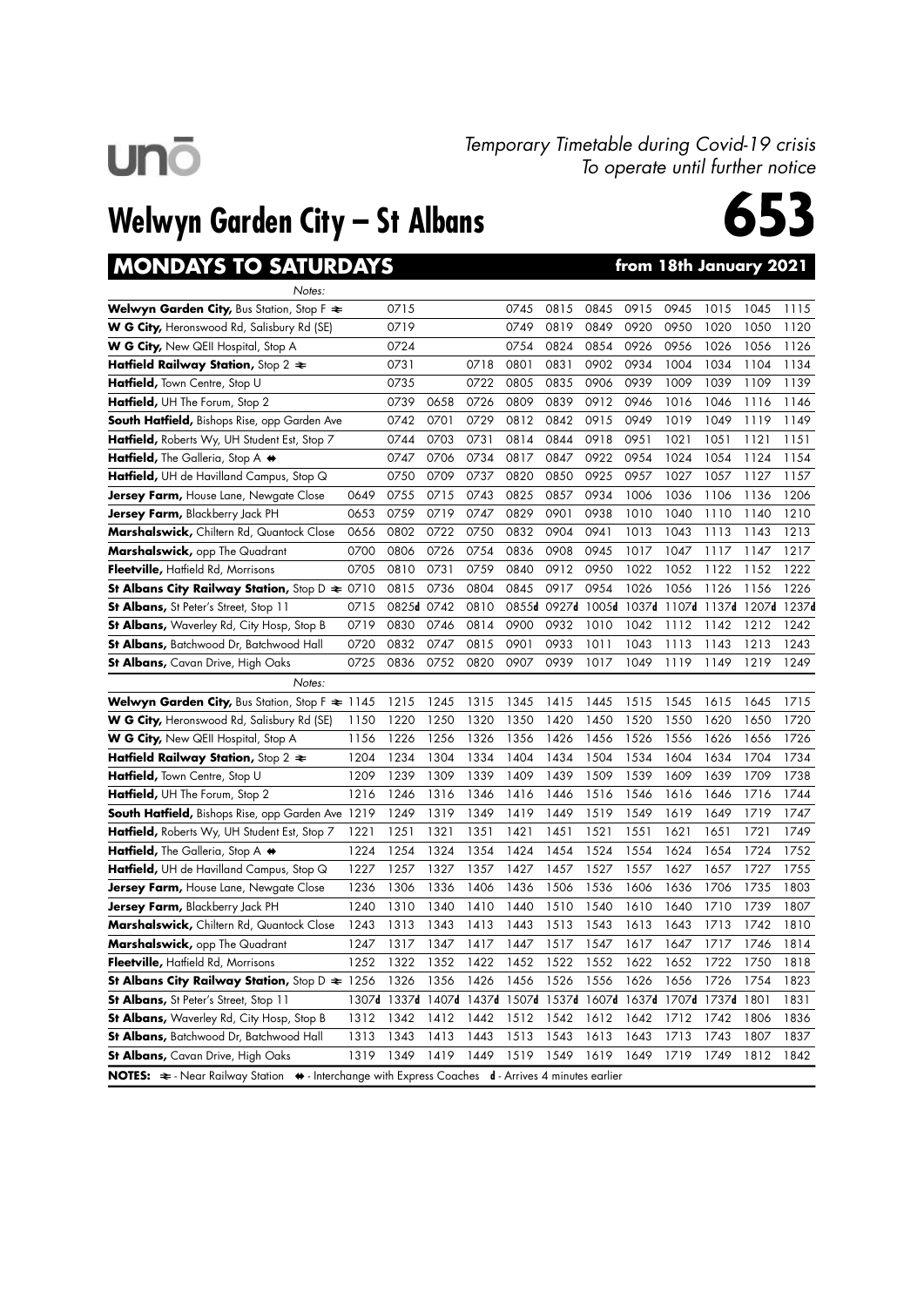*Temporary Timetable during Covid-19 crisis*
*To operate until further notice*

# Welwyn Garden City – St Albans

# 653

## MONDAYS TO SATURDAYS — from 18th January 2021

| *Notes:* | | | | | | | | | | | | |
|---|---|---|---|---|---|---|---|---|---|---|---|---|
| **Welwyn Garden City,** Bus Station, Stop F ⇌ | | 0715 | | | 0745 | 0815 | 0845 | 0915 | 0945 | 1015 | 1045 | 1115 |
| **W G City,** Heronswood Rd, Salisbury Rd (SE) | | 0719 | | | 0749 | 0819 | 0849 | 0920 | 0950 | 1020 | 1050 | 1120 |
| **W G City,** New QEII Hospital, Stop A | | 0724 | | | 0754 | 0824 | 0854 | 0926 | 0956 | 1026 | 1056 | 1126 |
| **Hatfield Railway Station,** Stop 2 ⇌ | | 0731 | | 0718 | 0801 | 0831 | 0902 | 0934 | 1004 | 1034 | 1104 | 1134 |
| **Hatfield,** Town Centre, Stop U | | 0735 | | 0722 | 0805 | 0835 | 0906 | 0939 | 1009 | 1039 | 1109 | 1139 |
| **Hatfield,** UH The Forum, Stop 2 | | 0739 | 0658 | 0726 | 0809 | 0839 | 0912 | 0946 | 1016 | 1046 | 1116 | 1146 |
| **South Hatfield,** Bishops Rise, opp Garden Ave | | 0742 | 0701 | 0729 | 0812 | 0842 | 0915 | 0949 | 1019 | 1049 | 1119 | 1149 |
| **Hatfield,** Roberts Wy, UH Student Est, Stop 7 | | 0744 | 0703 | 0731 | 0814 | 0844 | 0918 | 0951 | 1021 | 1051 | 1121 | 1151 |
| **Hatfield,** The Galleria, Stop A ↔ | | 0747 | 0706 | 0734 | 0817 | 0847 | 0922 | 0954 | 1024 | 1054 | 1124 | 1154 |
| **Hatfield,** UH de Havilland Campus, Stop Q | | 0750 | 0709 | 0737 | 0820 | 0850 | 0925 | 0957 | 1027 | 1057 | 1127 | 1157 |
| **Jersey Farm,** House Lane, Newgate Close | 0649 | 0755 | 0715 | 0743 | 0825 | 0857 | 0934 | 1006 | 1036 | 1106 | 1136 | 1206 |
| **Jersey Farm,** Blackberry Jack PH | 0653 | 0759 | 0719 | 0747 | 0829 | 0901 | 0938 | 1010 | 1040 | 1110 | 1140 | 1210 |
| **Marshalswick,** Chiltern Rd, Quantock Close | 0656 | 0802 | 0722 | 0750 | 0832 | 0904 | 0941 | 1013 | 1043 | 1113 | 1143 | 1213 |
| **Marshalswick,** opp The Quadrant | 0700 | 0806 | 0726 | 0754 | 0836 | 0908 | 0945 | 1017 | 1047 | 1117 | 1147 | 1217 |
| **Fleetville,** Hatfield Rd, Morrisons | 0705 | 0810 | 0731 | 0759 | 0840 | 0912 | 0950 | 1022 | 1052 | 1122 | 1152 | 1222 |
| **St Albans City Railway Station,** Stop D ⇌ | 0710 | 0815 | 0736 | 0804 | 0845 | 0917 | 0954 | 1026 | 1056 | 1126 | 1156 | 1226 |
| **St Albans,** St Peter's Street, Stop 11 | 0715 | 0825**d** | 0742 | 0810 | 0855**d** | 0927**d** | 1005**d** | 1037**d** | 1107**d** | 1137**d** | 1207**d** | 1237**d** |
| **St Albans,** Waverley Rd, City Hosp, Stop B | 0719 | 0830 | 0746 | 0814 | 0900 | 0932 | 1010 | 1042 | 1112 | 1142 | 1212 | 1242 |
| **St Albans,** Batchwood Dr, Batchwood Hall | 0720 | 0832 | 0747 | 0815 | 0901 | 0933 | 1011 | 1043 | 1113 | 1143 | 1213 | 1243 |
| **St Albans,** Cavan Drive, High Oaks | 0725 | 0836 | 0752 | 0820 | 0907 | 0939 | 1017 | 1049 | 1119 | 1149 | 1219 | 1249 |

| *Notes:* | | | | | | | | | | | | |
|---|---|---|---|---|---|---|---|---|---|---|---|---|
| **Welwyn Garden City,** Bus Station, Stop F ⇌ | 1145 | 1215 | 1245 | 1315 | 1345 | 1415 | 1445 | 1515 | 1545 | 1615 | 1645 | 1715 |
| **W G City,** Heronswood Rd, Salisbury Rd (SE) | 1150 | 1220 | 1250 | 1320 | 1350 | 1420 | 1450 | 1520 | 1550 | 1620 | 1650 | 1720 |
| **W G City,** New QEII Hospital, Stop A | 1156 | 1226 | 1256 | 1326 | 1356 | 1426 | 1456 | 1526 | 1556 | 1626 | 1656 | 1726 |
| **Hatfield Railway Station,** Stop 2 ⇌ | 1204 | 1234 | 1304 | 1334 | 1404 | 1434 | 1504 | 1534 | 1604 | 1634 | 1704 | 1734 |
| **Hatfield,** Town Centre, Stop U | 1209 | 1239 | 1309 | 1339 | 1409 | 1439 | 1509 | 1539 | 1609 | 1639 | 1709 | 1738 |
| **Hatfield,** UH The Forum, Stop 2 | 1216 | 1246 | 1316 | 1346 | 1416 | 1446 | 1516 | 1546 | 1616 | 1646 | 1716 | 1744 |
| **South Hatfield,** Bishops Rise, opp Garden Ave | 1219 | 1249 | 1319 | 1349 | 1419 | 1449 | 1519 | 1549 | 1619 | 1649 | 1719 | 1747 |
| **Hatfield,** Roberts Wy, UH Student Est, Stop 7 | 1221 | 1251 | 1321 | 1351 | 1421 | 1451 | 1521 | 1551 | 1621 | 1651 | 1721 | 1749 |
| **Hatfield,** The Galleria, Stop A ↔ | 1224 | 1254 | 1324 | 1354 | 1424 | 1454 | 1524 | 1554 | 1624 | 1654 | 1724 | 1752 |
| **Hatfield,** UH de Havilland Campus, Stop Q | 1227 | 1257 | 1327 | 1357 | 1427 | 1457 | 1527 | 1557 | 1627 | 1657 | 1727 | 1755 |
| **Jersey Farm,** House Lane, Newgate Close | 1236 | 1306 | 1336 | 1406 | 1436 | 1506 | 1536 | 1606 | 1636 | 1706 | 1735 | 1803 |
| **Jersey Farm,** Blackberry Jack PH | 1240 | 1310 | 1340 | 1410 | 1440 | 1510 | 1540 | 1610 | 1640 | 1710 | 1739 | 1807 |
| **Marshalswick,** Chiltern Rd, Quantock Close | 1243 | 1313 | 1343 | 1413 | 1443 | 1513 | 1543 | 1613 | 1643 | 1713 | 1742 | 1810 |
| **Marshalswick,** opp The Quadrant | 1247 | 1317 | 1347 | 1417 | 1447 | 1517 | 1547 | 1617 | 1647 | 1717 | 1746 | 1814 |
| **Fleetville,** Hatfield Rd, Morrisons | 1252 | 1322 | 1352 | 1422 | 1452 | 1522 | 1552 | 1622 | 1652 | 1722 | 1750 | 1818 |
| **St Albans City Railway Station,** Stop D ⇌ | 1256 | 1326 | 1356 | 1426 | 1456 | 1526 | 1556 | 1626 | 1656 | 1726 | 1754 | 1823 |
| **St Albans,** St Peter's Street, Stop 11 | 1307**d** | 1337**d** | 1407**d** | 1437**d** | 1507**d** | 1537**d** | 1607**d** | 1637**d** | 1707**d** | 1737**d** | 1801 | 1831 |
| **St Albans,** Waverley Rd, City Hosp, Stop B | 1312 | 1342 | 1412 | 1442 | 1512 | 1542 | 1612 | 1642 | 1712 | 1742 | 1806 | 1836 |
| **St Albans,** Batchwood Dr, Batchwood Hall | 1313 | 1343 | 1413 | 1443 | 1513 | 1543 | 1613 | 1643 | 1713 | 1743 | 1807 | 1837 |
| **St Albans,** Cavan Drive, High Oaks | 1319 | 1349 | 1419 | 1449 | 1519 | 1549 | 1619 | 1649 | 1719 | 1749 | 1812 | 1842 |

**NOTES:** ⇌ - Near Railway Station ↔ - Interchange with Express Coaches **d** - Arrives 4 minutes earlier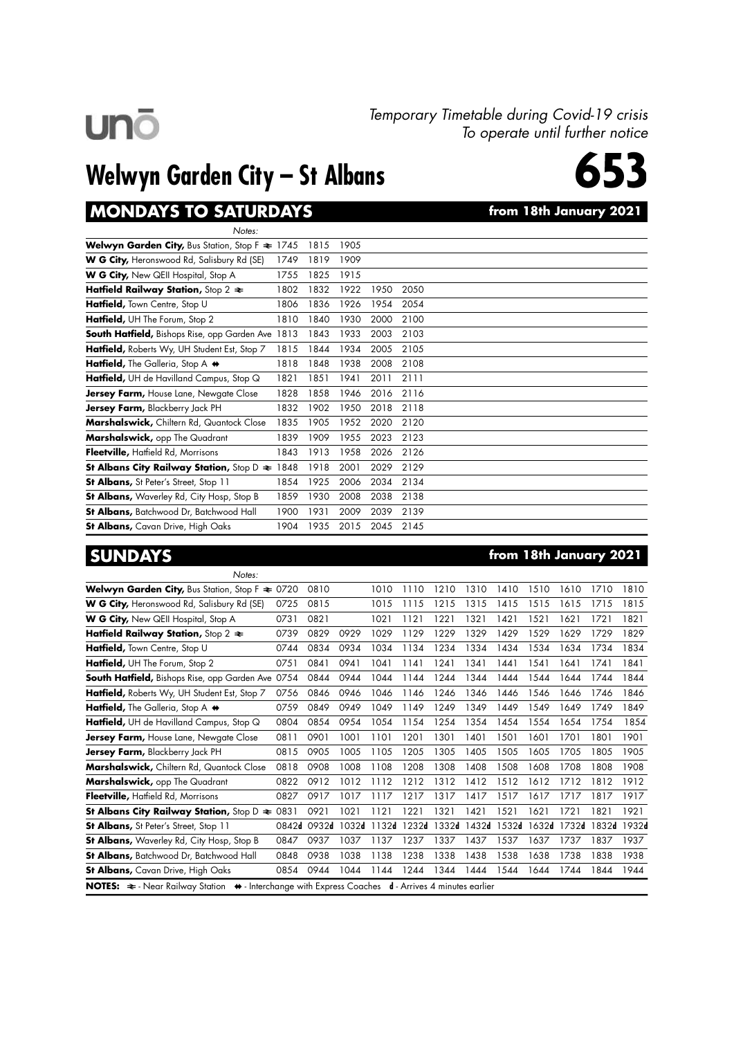*Temporary Timetable during Covid-19 crisis*
*To operate until further notice*

uno

# Welwyn Garden City – St Albans

# 653

## MONDAYS TO SATURDAYS — from 18th January 2021

| Notes: | | | | | |
|---|---|---|---|---|---|
| **Welwyn Garden City,** Bus Station, Stop F ⇌ | 1745 | 1815 | 1905 | | |
| **W G City,** Heronswood Rd, Salisbury Rd (SE) | 1749 | 1819 | 1909 | | |
| **W G City,** New QEII Hospital, Stop A | 1755 | 1825 | 1915 | | |
| **Hatfield Railway Station,** Stop 2 ⇌ | 1802 | 1832 | 1922 | 1950 | 2050 |
| **Hatfield,** Town Centre, Stop U | 1806 | 1836 | 1926 | 1954 | 2054 |
| **Hatfield,** UH The Forum, Stop 2 | 1810 | 1840 | 1930 | 2000 | 2100 |
| **South Hatfield,** Bishops Rise, opp Garden Ave | 1813 | 1843 | 1933 | 2003 | 2103 |
| **Hatfield,** Roberts Wy, UH Student Est, Stop 7 | 1815 | 1844 | 1934 | 2005 | 2105 |
| **Hatfield,** The Galleria, Stop A ⇔ | 1818 | 1848 | 1938 | 2008 | 2108 |
| **Hatfield,** UH de Havilland Campus, Stop Q | 1821 | 1851 | 1941 | 2011 | 2111 |
| **Jersey Farm,** House Lane, Newgate Close | 1828 | 1858 | 1946 | 2016 | 2116 |
| **Jersey Farm,** Blackberry Jack PH | 1832 | 1902 | 1950 | 2018 | 2118 |
| **Marshalswick,** Chiltern Rd, Quantock Close | 1835 | 1905 | 1952 | 2020 | 2120 |
| **Marshalswick,** opp The Quadrant | 1839 | 1909 | 1955 | 2023 | 2123 |
| **Fleetville,** Hatfield Rd, Morrisons | 1843 | 1913 | 1958 | 2026 | 2126 |
| **St Albans City Railway Station,** Stop D ⇌ | 1848 | 1918 | 2001 | 2029 | 2129 |
| **St Albans,** St Peter's Street, Stop 11 | 1854 | 1925 | 2006 | 2034 | 2134 |
| **St Albans,** Waverley Rd, City Hosp, Stop B | 1859 | 1930 | 2008 | 2038 | 2138 |
| **St Albans,** Batchwood Dr, Batchwood Hall | 1900 | 1931 | 2009 | 2039 | 2139 |
| **St Albans,** Cavan Drive, High Oaks | 1904 | 1935 | 2015 | 2045 | 2145 |

## SUNDAYS — from 18th January 2021

| Notes: | | | | | | | | | | | | |
|---|---|---|---|---|---|---|---|---|---|---|---|---|
| **Welwyn Garden City,** Bus Station, Stop F ⇌ | 0720 | 0810 | | 1010 | 1110 | 1210 | 1310 | 1410 | 1510 | 1610 | 1710 | 1810 |
| **W G City,** Heronswood Rd, Salisbury Rd (SE) | 0725 | 0815 | | 1015 | 1115 | 1215 | 1315 | 1415 | 1515 | 1615 | 1715 | 1815 |
| **W G City,** New QEII Hospital, Stop A | 0731 | 0821 | | 1021 | 1121 | 1221 | 1321 | 1421 | 1521 | 1621 | 1721 | 1821 |
| **Hatfield Railway Station,** Stop 2 ⇌ | 0739 | 0829 | 0929 | 1029 | 1129 | 1229 | 1329 | 1429 | 1529 | 1629 | 1729 | 1829 |
| **Hatfield,** Town Centre, Stop U | 0744 | 0834 | 0934 | 1034 | 1134 | 1234 | 1334 | 1434 | 1534 | 1634 | 1734 | 1834 |
| **Hatfield,** UH The Forum, Stop 2 | 0751 | 0841 | 0941 | 1041 | 1141 | 1241 | 1341 | 1441 | 1541 | 1641 | 1741 | 1841 |
| **South Hatfield,** Bishops Rise, opp Garden Ave | 0754 | 0844 | 0944 | 1044 | 1144 | 1244 | 1344 | 1444 | 1544 | 1644 | 1744 | 1844 |
| **Hatfield,** Roberts Wy, UH Student Est, Stop 7 | 0756 | 0846 | 0946 | 1046 | 1146 | 1246 | 1346 | 1446 | 1546 | 1646 | 1746 | 1846 |
| **Hatfield,** The Galleria, Stop A ⇔ | 0759 | 0849 | 0949 | 1049 | 1149 | 1249 | 1349 | 1449 | 1549 | 1649 | 1749 | 1849 |
| **Hatfield,** UH de Havilland Campus, Stop Q | 0804 | 0854 | 0954 | 1054 | 1154 | 1254 | 1354 | 1454 | 1554 | 1654 | 1754 | 1854 |
| **Jersey Farm,** House Lane, Newgate Close | 0811 | 0901 | 1001 | 1101 | 1201 | 1301 | 1401 | 1501 | 1601 | 1701 | 1801 | 1901 |
| **Jersey Farm,** Blackberry Jack PH | 0815 | 0905 | 1005 | 1105 | 1205 | 1305 | 1405 | 1505 | 1605 | 1705 | 1805 | 1905 |
| **Marshalswick,** Chiltern Rd, Quantock Close | 0818 | 0908 | 1008 | 1108 | 1208 | 1308 | 1408 | 1508 | 1608 | 1708 | 1808 | 1908 |
| **Marshalswick,** opp The Quadrant | 0822 | 0912 | 1012 | 1112 | 1212 | 1312 | 1412 | 1512 | 1612 | 1712 | 1812 | 1912 |
| **Fleetville,** Hatfield Rd, Morrisons | 0827 | 0917 | 1017 | 1117 | 1217 | 1317 | 1417 | 1517 | 1617 | 1717 | 1817 | 1917 |
| **St Albans City Railway Station,** Stop D ⇌ | 0831 | 0921 | 1021 | 1121 | 1221 | 1321 | 1421 | 1521 | 1621 | 1721 | 1821 | 1921 |
| **St Albans,** St Peter's Street, Stop 11 | 0842**d** | 0932**d** | 1032**d** | 1132**d** | 1232**d** | 1332**d** | 1432**d** | 1532**d** | 1632**d** | 1732**d** | 1832**d** | 1932**d** |
| **St Albans,** Waverley Rd, City Hosp, Stop B | 0847 | 0937 | 1037 | 1137 | 1237 | 1337 | 1437 | 1537 | 1637 | 1737 | 1837 | 1937 |
| **St Albans,** Batchwood Dr, Batchwood Hall | 0848 | 0938 | 1038 | 1138 | 1238 | 1338 | 1438 | 1538 | 1638 | 1738 | 1838 | 1938 |
| **St Albans,** Cavan Drive, High Oaks | 0854 | 0944 | 1044 | 1144 | 1244 | 1344 | 1444 | 1544 | 1644 | 1744 | 1844 | 1944 |

**NOTES:** ⇌ - Near Railway Station ⇔ - Interchange with Express Coaches **d** - Arrives 4 minutes earlier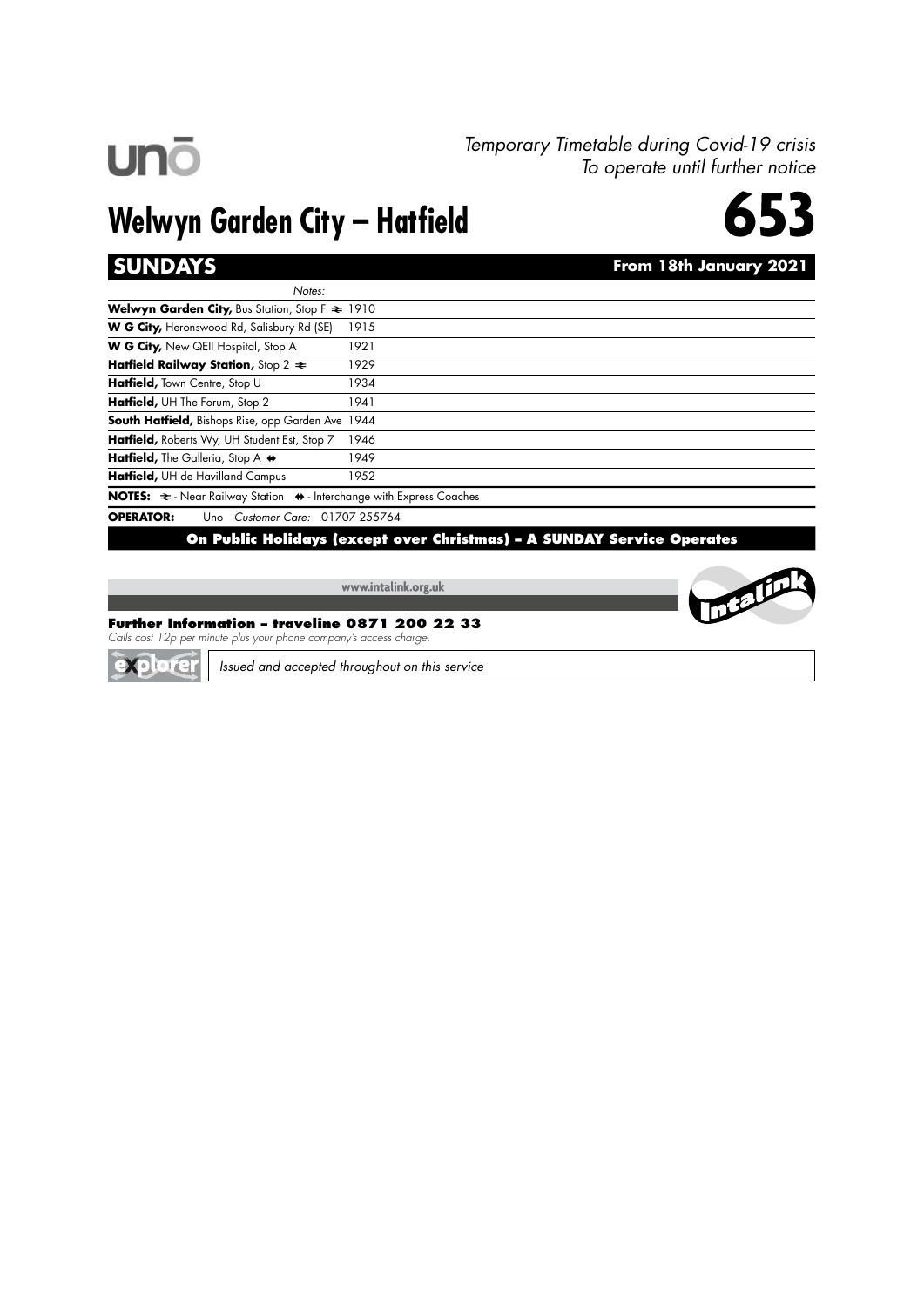*Temporary Timetable during Covid-19 crisis*
*To operate until further notice*

uno

# Welwyn Garden City – Hatfield

# 653

## SUNDAYS

**From 18th January 2021**

| Notes: | |
|---|---|
| **Welwyn Garden City,** Bus Station, Stop F ⇌ | 1910 |
| **W G City,** Heronswood Rd, Salisbury Rd (SE) | 1915 |
| **W G City,** New QEII Hospital, Stop A | 1921 |
| **Hatfield Railway Station,** Stop 2 ⇌ | 1929 |
| **Hatfield,** Town Centre, Stop U | 1934 |
| **Hatfield,** UH The Forum, Stop 2 | 1941 |
| **South Hatfield,** Bishops Rise, opp Garden Ave | 1944 |
| **Hatfield,** Roberts Wy, UH Student Est, Stop 7 | 1946 |
| **Hatfield,** The Galleria, Stop A ⇔ | 1949 |
| **Hatfield,** UH de Havilland Campus | 1952 |

**NOTES:** ⇌ - Near Railway Station ⇔ - Interchange with Express Coaches

**OPERATOR:** Uno *Customer Care:* 01707 255764

**On Public Holidays (except over Christmas) – A SUNDAY Service Operates**

www.intalink.org.uk

Intalink

**Further Information – traveline 0871 200 22 33**
*Calls cost 12p per minute plus your phone company's access charge.*

explorer *Issued and accepted throughout on this service*